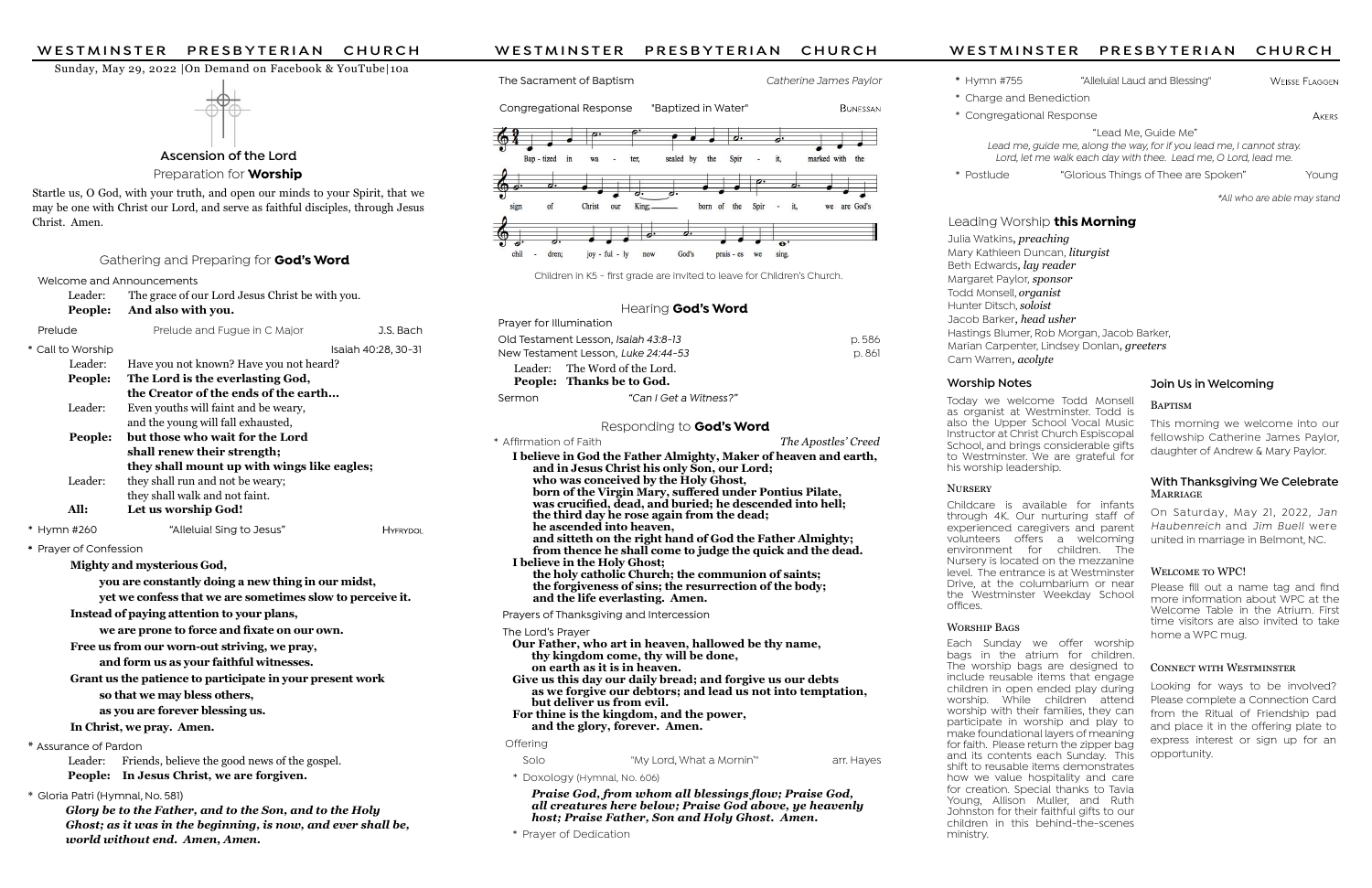Sunday, May 29, 2022 |On Demand on Facebook & YouTube|10a

## Ascension of the Lord

### Preparation for **Worship**

Startle us, O God, with your truth, and open our minds to your Spirit, that we may be one with Christ our Lord, and serve as faithful disciples, through Jesus Christ. Amen.

### Gathering and Preparing for **God's Word**

Welcome and Announcements

Leader: The grace of our Lord Jesus Christ be with you.
**People: And also with you.**

Prelude — Prelude and Fugue in C Major — J.S. Bach

\* Call to Worship — Isaiah 40:28, 30-31

Leader: Have you not known? Have you not heard?
**People: The Lord is the everlasting God, the Creator of the ends of the earth…**
Leader: Even youths will faint and be weary, and the young will fall exhausted,
**People: but those who wait for the Lord shall renew their strength; they shall mount up with wings like eagles;**
Leader: they shall run and not be weary; they shall walk and not faint.
**All: Let us worship God!**

\* Hymn #260 — "Alleluia! Sing to Jesus" — Hyfrydol

\* Prayer of Confession

**Mighty and mysterious God,**
**you are constantly doing a new thing in our midst,**
**yet we confess that we are sometimes slow to perceive it.**
**Instead of paying attention to your plans,**
**we are prone to force and fixate on our own.**
**Free us from our worn-out striving, we pray,**
**and form us as your faithful witnesses.**
**Grant us the patience to participate in your present work**
**so that we may bless others,**
**as you are forever blessing us.**
**In Christ, we pray. Amen.**

\* Assurance of Pardon

Leader: Friends, believe the good news of the gospel.
**People: In Jesus Christ, we are forgiven.**

\* Gloria Patri (Hymnal, No. 581)

***Glory be to the Father, and to the Son, and to the Holy Ghost; as it was in the beginning, is now, and ever shall be, world without end. Amen, Amen.***

The Sacrament of Baptism — *Catherine James Paylor*

Congregational Response — "Baptized in Water" — Bunessan

Bap-tized in wa-ter, sealed by the Spir-it, marked with the sign of Christ our King; born of the Spir-it, we are God's chil-dren; joy-ful-ly now God's prais-es we sing.

Children in K5 – first grade are invited to leave for Children's Church.

### Hearing **God's Word**

Prayer for Illumination

Old Testament Lesson, *Isaiah 43:8-13* — p. 586
New Testament Lesson, *Luke 24:44-53* — p. 861

Leader: The Word of the Lord.
**People: Thanks be to God.**

Sermon — *"Can I Get a Witness?"*

### Responding to **God's Word**

\* Affirmation of Faith — *The Apostles' Creed*

**I believe in God the Father Almighty, Maker of heaven and earth, and in Jesus Christ his only Son, our Lord; who was conceived by the Holy Ghost, born of the Virgin Mary, suffered under Pontius Pilate, was crucified, dead, and buried; he descended into hell; the third day he rose again from the dead; he ascended into heaven, and sitteth on the right hand of God the Father Almighty; from thence he shall come to judge the quick and the dead. I believe in the Holy Ghost; the holy catholic Church; the communion of saints; the forgiveness of sins; the resurrection of the body; and the life everlasting. Amen.**

Prayers of Thanksgiving and Intercession

The Lord's Prayer

**Our Father, who art in heaven, hallowed be thy name, thy kingdom come, thy will be done, on earth as it is in heaven. Give us this day our daily bread; and forgive us our debts as we forgive our debtors; and lead us not into temptation, but deliver us from evil. For thine is the kingdom, and the power, and the glory, forever. Amen.**

Offering

Solo — "My Lord, What a Mornin'" — arr. Hayes

\* Doxology (Hymnal, No. 606)

***Praise God, from whom all blessings flow; Praise God, all creatures here below; Praise God above, ye heavenly host; Praise Father, Son and Holy Ghost. Amen.***

\* Prayer of Dedication

\* Hymn #755 — "Alleluia! Laud and Blessing" — Weisse Flaggen

\* Charge and Benediction

\* Congregational Response — Akers

"Lead Me, Guide Me"
*Lead me, guide me, along the way, for if you lead me, I cannot stray. Lord, let me walk each day with thee. Lead me, O Lord, lead me.*

\* Postlude — "Glorious Things of Thee are Spoken" — Young

*\*All who are able may stand*

### Leading Worship **this Morning**

Julia Watkins, ***preaching***
Mary Kathleen Duncan, ***liturgist***
Beth Edwards, ***lay reader***
Margaret Paylor, ***sponsor***
Todd Monsell, ***organist***
Hunter Ditsch, ***soloist***
Jacob Barker, ***head usher***
Hastings Blumer, Rob Morgan, Jacob Barker, Marian Carpenter, Lindsey Donlan, ***greeters***
Cam Warren, ***acolyte***

### Worship Notes

Today we welcome Todd Monsell as organist at Westminster. Todd is also the Upper School Vocal Music Instructor at Christ Church Episcopal School, and brings considerable gifts to Westminster. We are grateful for his worship leadership.

**Nursery**

Childcare is available for infants through 4K. Our nurturing staff of experienced caregivers and parent volunteers offers a welcoming environment for children. The Nursery is located on the mezzanine level. The entrance is at Westminster Drive, at the columbarium or near the Westminster Weekday School offices.

**Worship Bags**

Each Sunday we offer worship bags in the atrium for children. The worship bags are designed to include reusable items that engage children in open ended play during worship. While children attend worship with their families, they can participate in worship and play to make foundational layers of meaning for faith. Please return the zipper bag and its contents each Sunday. This shift to reusable items demonstrates how we value hospitality and care for creation. Special thanks to Tavia Young, Allison Muller, and Ruth Johnston for their faithful gifts to our children in this behind-the-scenes ministry.

### Join Us in Welcoming

**Baptism**

This morning we welcome into our fellowship Catherine James Paylor, daughter of Andrew & Mary Paylor.

### With Thanksgiving We Celebrate Marriage

On Saturday, May 21, 2022, *Jan Haubenreich* and *Jim Buell* were united in marriage in Belmont, NC.

**Welcome to WPC!**

Please fill out a name tag and find more information about WPC at the Welcome Table in the Atrium. First time visitors are also invited to take home a WPC mug.

**Connect with Westminster**

Looking for ways to be involved? Please complete a Connection Card from the Ritual of Friendship pad and place it in the offering plate to express interest or sign up for an opportunity.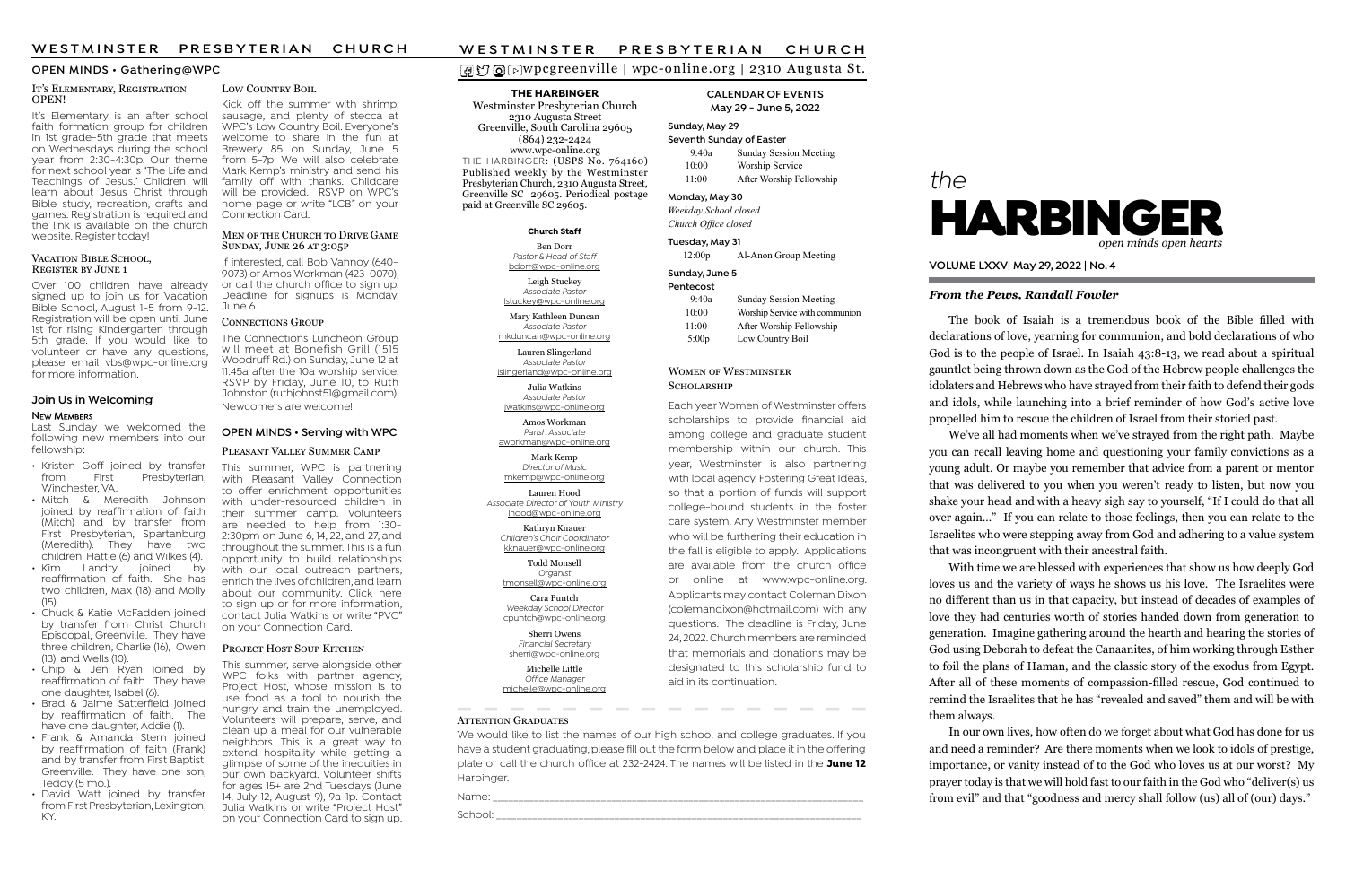# WESTMINSTER PRESBYTERIAN CHURCH

## OPEN MINDS • Gathering@WPC

### It's Elementary, Registration OPEN!

It's Elementary is an after school faith formation group for children in 1st grade–5th grade that meets on Wednesdays during the school year from 2:30–4:30p. Our theme for next school year is "The Life and Teachings of Jesus." Children will learn about Jesus Christ through Bible study, recreation, crafts and games. Registration is required and the link is available on the church website. Register today!

### Vacation Bible School, Register by June 1

Over 100 children have already signed up to join us for Vacation Bible School, August 1–5 from 9–12. Registration will be open until June 1st for rising Kindergarten through 5th grade. If you would like to volunteer or have any questions, please email vbs@wpc-online.org for more information.

## Join Us in Welcoming

### New Members

Last Sunday we welcomed the following new members into our fellowship:

- Kristen Goff joined by transfer from First Presbyterian, Winchester, VA.
- Mitch & Meredith Johnson joined by reaffirmation of faith (Mitch) and by transfer from First Presbyterian, Spartanburg (Meredith). They have two children, Hattie (6) and Wilkes (4).
- Kim Landry joined by reaffirmation of faith. She has two children, Max (18) and Molly (15).
- Chuck & Katie McFadden joined by transfer from Christ Church Episcopal, Greenville. They have three children, Charlie (16), Owen (13), and Wells (10).
- Chip & Jen Ryan joined by reaffirmation of faith. They have one daughter, Isabel (6).
- Brad & Jaime Satterfield joined by reaffirmation of faith. The have one daughter, Addie (1).
- Frank & Amanda Stern joined by reaffirmation of faith (Frank) and by transfer from First Baptist, Greenville. They have one son, Teddy (5 mo.).
- David Watt joined by transfer from First Presbyterian, Lexington, KY.

### Low Country Boil

Kick off the summer with shrimp, sausage, and plenty of stecca at WPC's Low Country Boil. Everyone's welcome to share in the fun at Brewery 85 on Sunday, June 5 from 5–7p. We will also celebrate Mark Kemp's ministry and send his family off with thanks. Childcare will be provided. RSVP on WPC's home page or write "LCB" on your Connection Card.

### Men of the Church to Drive Game Sunday, June 26 at 3:05p

If interested, call Bob Vannoy (640-9073) or Amos Workman (423-0070), or call the church office to sign up. Deadline for signups is Monday, June 6.

### Connections Group

The Connections Luncheon Group will meet at Bonefish Grill (1515 Woodruff Rd.) on Sunday, June 12 at 11:45a after the 10a worship service. RSVP by Friday, June 10, to Ruth Johnston (ruthjohnst51@gmail.com). Newcomers are welcome!

## OPEN MINDS • Serving with WPC

### Pleasant Valley Summer Camp

This summer, WPC is partnering with Pleasant Valley Connection to offer enrichment opportunities with under-resourced children in their summer camp. Volunteers are needed to help from 1:30–2:30pm on June 6, 14, 22, and 27, and throughout the summer. This is a fun opportunity to build relationships with our local outreach partners, enrich the lives of children, and learn about our community. Click here to sign up or for more information, contact Julia Watkins or write "PVC" on your Connection Card.

### Project Host Soup Kitchen

This summer, serve alongside other WPC folks with partner agency, Project Host, whose mission is to use food as a tool to nourish the hungry and train the unemployed. Volunteers will prepare, serve, and clean up a meal for our vulnerable neighbors. This is a great way to extend hospitality while getting a glimpse of some of the inequities in our own backyard. Volunteer shifts for ages 15+ are 2nd Tuesdays (June 14, July 12, August 9), 9a–1p. Contact Julia Watkins or write "Project Host" on your Connection Card to sign up.

# WESTMINSTER PRESBYTERIAN CHURCH

wpcgreenville | wpc-online.org | 2310 Augusta St.

**THE HARBINGER**
Westminster Presbyterian Church
2310 Augusta Street
Greenville, South Carolina 29605
(864) 232-2424
www.wpc-online.org

THE HARBINGER: (USPS No. 764160) Published weekly by the Westminster Presbyterian Church, 2310 Augusta Street, Greenville SC 29605. Periodical postage paid at Greenville SC 29605.

**Church Staff**

Ben Dorr
*Pastor & Head of Staff*
bdorr@wpc-online.org

Leigh Stuckey
*Associate Pastor*
lstuckey@wpc-online.org

Mary Kathleen Duncan
*Associate Pastor*
mkduncan@wpc-online.org

Lauren Slingerland
*Associate Pastor*
lslingerland@wpc-online.org

Julia Watkins
*Associate Pastor*
jwatkins@wpc-online.org

Amos Workman
*Parish Associate*
aworkman@wpc-online.org

Mark Kemp
*Director of Music*
mkemp@wpc-online.org

Lauren Hood
*Associate Director of Youth Ministry*
lhood@wpc-online.org

Kathryn Knauer
*Children's Choir Coordinator*
kknauer@wpc-online.org

Todd Monsell
*Organist*
tmonsell@wpc-online.org

Cara Puntch
*Weekday School Director*
cpuntch@wpc-online.org

Sherri Owens
*Financial Secretary*
sherri@wpc-online.org

Michelle Little
*Office Manager*
michelle@wpc-online.org

### CALENDAR OF EVENTS
May 29 – June 5, 2022

**Sunday, May 29**
**Seventh Sunday of Easter**

| | |
|---|---|
| 9:40a | Sunday Session Meeting |
| 10:00 | Worship Service |
| 11:00 | After Worship Fellowship |

**Monday, May 30**
*Weekday School closed*
*Church Office closed*

**Tuesday, May 31**

| | |
|---|---|
| 12:00p | Al-Anon Group Meeting |

**Sunday, June 5**
**Pentecost**

| | |
|---|---|
| 9:40a | Sunday Session Meeting |
| 10:00 | Worship Service with communion |
| 11:00 | After Worship Fellowship |
| 5:00p | Low Country Boil |

### Women of Westminster Scholarship

Each year Women of Westminster offers scholarships to provide financial aid among college and graduate student membership within our church. This year, Westminster is also partnering with local agency, Fostering Great Ideas, so that a portion of funds will support college-bound students in the foster care system. Any Westminster member who will be furthering their education in the fall is eligible to apply. Applications are available from the church office or online at www.wpc-online.org. Applicants may contact Coleman Dixon (colemandixon@hotmail.com) with any questions. The deadline is Friday, June 24, 2022. Church members are reminded that memorials and donations may be designated to this scholarship fund to aid in its continuation.

### Attention Graduates

We would like to list the names of our high school and college graduates. If you have a student graduating, please fill out the form below and place it in the offering plate or call the church office at 232-2424. The names will be listed in the **June 12** Harbinger.

Name: ______________________________________________

School: ______________________________________________

# *the* HARBINGER
*open minds open hearts*

VOLUME LXXV| May 29, 2022 | No. 4

### *From the Pews, Randall Fowler*

The book of Isaiah is a tremendous book of the Bible filled with declarations of love, yearning for communion, and bold declarations of who God is to the people of Israel. In Isaiah 43:8-13, we read about a spiritual gauntlet being thrown down as the God of the Hebrew people challenges the idolaters and Hebrews who have strayed from their faith to defend their gods and idols, while launching into a brief reminder of how God's active love propelled him to rescue the children of Israel from their storied past.

We've all had moments when we've strayed from the right path. Maybe you can recall leaving home and questioning your family convictions as a young adult. Or maybe you remember that advice from a parent or mentor that was delivered to you when you weren't ready to listen, but now you shake your head and with a heavy sigh say to yourself, "If I could do that all over again..." If you can relate to those feelings, then you can relate to the Israelites who were stepping away from God and adhering to a value system that was incongruent with their ancestral faith.

With time we are blessed with experiences that show us how deeply God loves us and the variety of ways he shows us his love. The Israelites were no different than us in that capacity, but instead of decades of examples of love they had centuries worth of stories handed down from generation to generation. Imagine gathering around the hearth and hearing the stories of God using Deborah to defeat the Canaanites, of him working through Esther to foil the plans of Haman, and the classic story of the exodus from Egypt. After all of these moments of compassion-filled rescue, God continued to remind the Israelites that he has "revealed and saved" them and will be with them always.

In our own lives, how often do we forget about what God has done for us and need a reminder? Are there moments when we look to idols of prestige, importance, or vanity instead of to the God who loves us at our worst? My prayer today is that we will hold fast to our faith in the God who "deliver(s) us from evil" and that "goodness and mercy shall follow (us) all of (our) days."